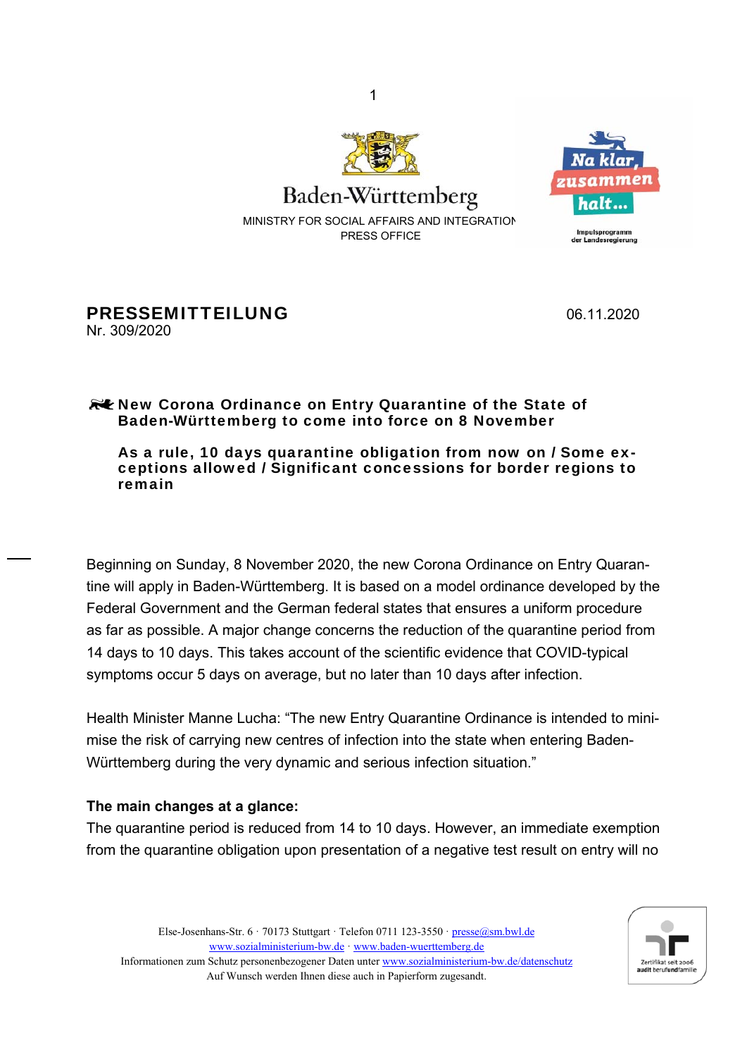Baden-Württemberg

MINISTRY FOR SOCIAL AFFAIRS AND INTEGRATION
PRESS OFFICE

Na klar, zusammen halt...

Impulsprogramm der Landesregierung

**PRESSEMITTEILUNG**
Nr. 309/2020

06.11.2020

## New Corona Ordinance on Entry Quarantine of the State of Baden-Württemberg to come into force on 8 November

**As a rule, 10 days quarantine obligation from now on / Some exceptions allowed / Significant concessions for border regions to remain**

Beginning on Sunday, 8 November 2020, the new Corona Ordinance on Entry Quarantine will apply in Baden-Württemberg. It is based on a model ordinance developed by the Federal Government and the German federal states that ensures a uniform procedure as far as possible. A major change concerns the reduction of the quarantine period from 14 days to 10 days. This takes account of the scientific evidence that COVID-typical symptoms occur 5 days on average, but no later than 10 days after infection.

Health Minister Manne Lucha: "The new Entry Quarantine Ordinance is intended to minimise the risk of carrying new centres of infection into the state when entering Baden-Württemberg during the very dynamic and serious infection situation."

**The main changes at a glance:**

The quarantine period is reduced from 14 to 10 days. However, an immediate exemption from the quarantine obligation upon presentation of a negative test result on entry will no

Else-Josenhans-Str. 6 · 70173 Stuttgart · Telefon 0711 123-3550 · presse@sm.bwl.de
www.sozialministerium-bw.de · www.baden-wuerttemberg.de
Informationen zum Schutz personenbezogener Daten unter www.sozialministerium-bw.de/datenschutz
Auf Wunsch werden Ihnen diese auch in Papierform zugesandt.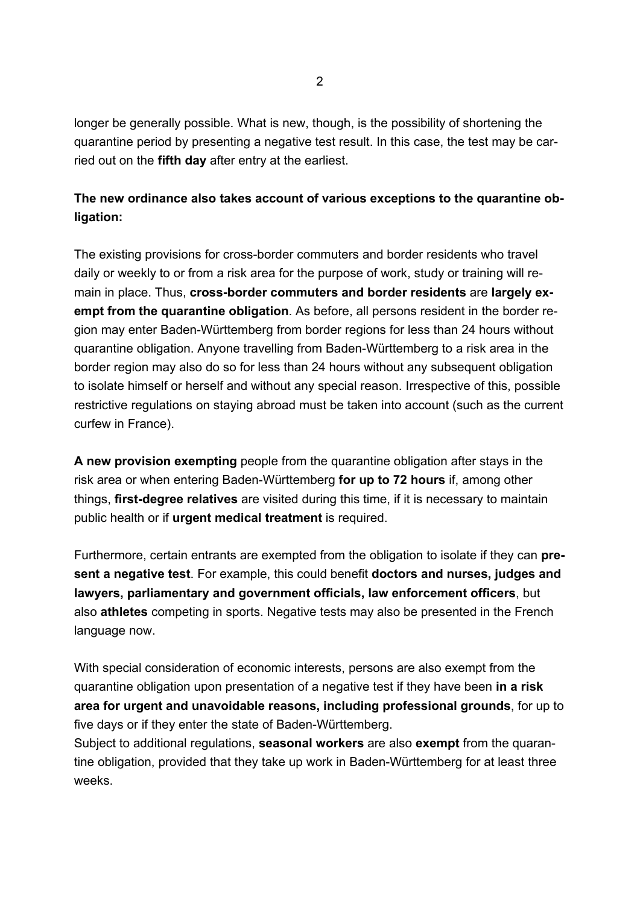longer be generally possible. What is new, though, is the possibility of shortening the quarantine period by presenting a negative test result. In this case, the test may be carried out on the **fifth day** after entry at the earliest.

**The new ordinance also takes account of various exceptions to the quarantine obligation:**

The existing provisions for cross-border commuters and border residents who travel daily or weekly to or from a risk area for the purpose of work, study or training will remain in place. Thus, **cross-border commuters and border residents** are **largely exempt from the quarantine obligation**. As before, all persons resident in the border region may enter Baden-Württemberg from border regions for less than 24 hours without quarantine obligation. Anyone travelling from Baden-Württemberg to a risk area in the border region may also do so for less than 24 hours without any subsequent obligation to isolate himself or herself and without any special reason. Irrespective of this, possible restrictive regulations on staying abroad must be taken into account (such as the current curfew in France).

**A new provision exempting** people from the quarantine obligation after stays in the risk area or when entering Baden-Württemberg **for up to 72 hours** if, among other things, **first-degree relatives** are visited during this time, if it is necessary to maintain public health or if **urgent medical treatment** is required.

Furthermore, certain entrants are exempted from the obligation to isolate if they can **present a negative test**. For example, this could benefit **doctors and nurses, judges and lawyers, parliamentary and government officials, law enforcement officers**, but also **athletes** competing in sports. Negative tests may also be presented in the French language now.

With special consideration of economic interests, persons are also exempt from the quarantine obligation upon presentation of a negative test if they have been **in a risk area for urgent and unavoidable reasons, including professional grounds**, for up to five days or if they enter the state of Baden-Württemberg.
Subject to additional regulations, **seasonal workers** are also **exempt** from the quarantine obligation, provided that they take up work in Baden-Württemberg for at least three weeks.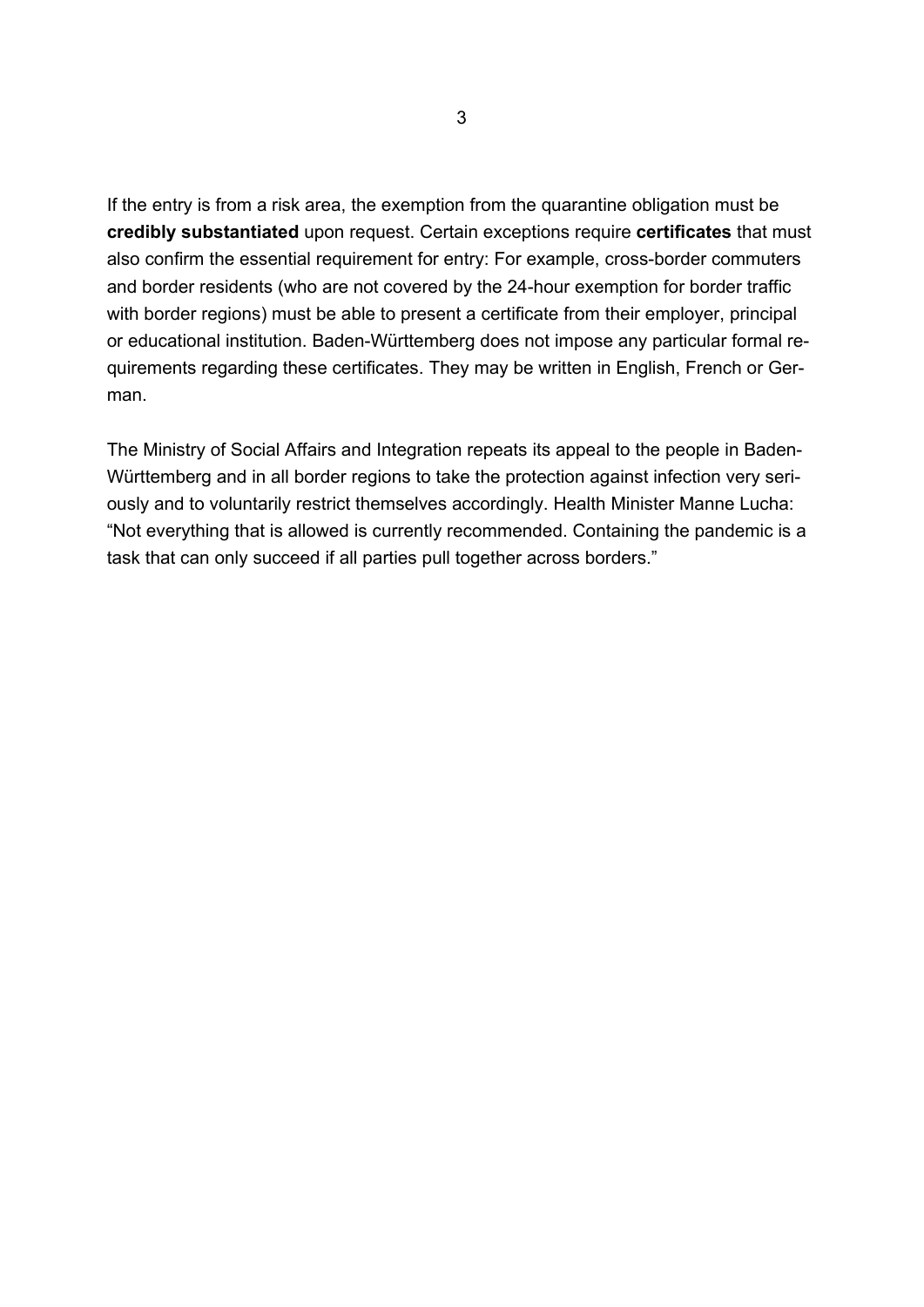If the entry is from a risk area, the exemption from the quarantine obligation must be **credibly substantiated** upon request. Certain exceptions require **certificates** that must also confirm the essential requirement for entry: For example, cross-border commuters and border residents (who are not covered by the 24-hour exemption for border traffic with border regions) must be able to present a certificate from their employer, principal or educational institution. Baden-Württemberg does not impose any particular formal requirements regarding these certificates. They may be written in English, French or German.

The Ministry of Social Affairs and Integration repeats its appeal to the people in Baden-Württemberg and in all border regions to take the protection against infection very seriously and to voluntarily restrict themselves accordingly. Health Minister Manne Lucha: "Not everything that is allowed is currently recommended. Containing the pandemic is a task that can only succeed if all parties pull together across borders."